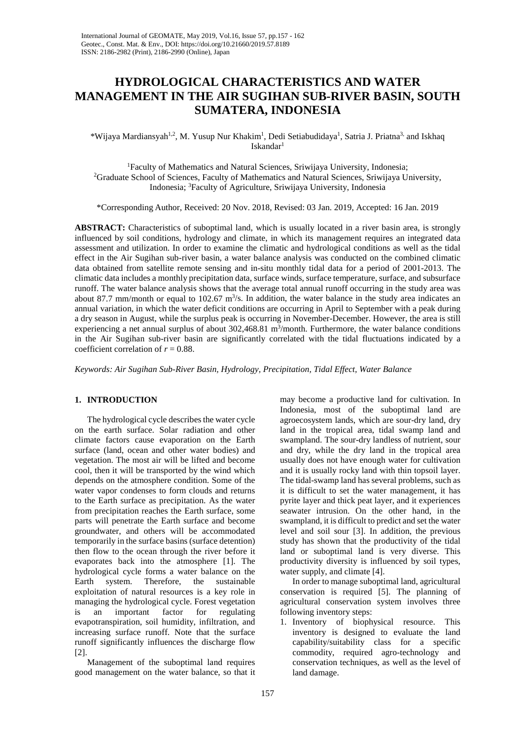# HYDROLOGICAL CHARACTERISTICS AND WATER MANAGEMENT IN THE AIR SUGIHAN SUB-RIVER BASIN, SOUTH SUMATERA, INDONESIA

*Wijaya Mardiansyah[1,2], M. Yusup Nur Khakim[1], Dedi Setiabudidaya[1], Satria J. Priatna[3], and Iskhaq Iskandar[1]

[1]Faculty of Mathematics and Natural Sciences, Sriwijaya University, Indonesia; [2]Graduate School of Sciences, Faculty of Mathematics and Natural Sciences, Sriwijaya University, Indonesia; [3]Faculty of Agriculture, Sriwijaya University, Indonesia

*Corresponding Author, Received: 20 Nov. 2018, Revised: 03 Jan. 2019, Accepted: 16 Jan. 2019

**ABSTRACT:** Characteristics of suboptimal land, which is usually located in a river basin area, is strongly influenced by soil conditions, hydrology and climate, in which its management requires an integrated data assessment and utilization. In order to examine the climatic and hydrological conditions as well as the tidal effect in the Air Sugihan sub-river basin, a water balance analysis was conducted on the combined climatic data obtained from satellite remote sensing and in-situ monthly tidal data for a period of 2001-2013. The climatic data includes a monthly precipitation data, surface winds, surface temperature, surface, and subsurface runoff. The water balance analysis shows that the average total annual runoff occurring in the study area was about 87.7 mm/month or equal to 102.67 $m^3/s$. In addition, the water balance in the study area indicates an annual variation, in which the water deficit conditions are occurring in April to September with a peak during a dry season in August, while the surplus peak is occurring in November-December. However, the area is still experiencing a net annual surplus of about 302,468.81 $m^3$/month. Furthermore, the water balance conditions in the Air Sugihan sub-river basin are significantly correlated with the tidal fluctuations indicated by a coefficient correlation of $r = 0.88$.

*Keywords: Air Sugihan Sub-River Basin, Hydrology, Precipitation, Tidal Effect, Water Balance*

## 1. INTRODUCTION

The hydrological cycle describes the water cycle on the earth surface. Solar radiation and other climate factors cause evaporation on the Earth surface (land, ocean and other water bodies) and vegetation. The most air will be lifted and become cool, then it will be transported by the wind which depends on the atmosphere condition. Some of the water vapor condenses to form clouds and returns to the Earth surface as precipitation. As the water from precipitation reaches the Earth surface, some parts will penetrate the Earth surface and become groundwater, and others will be accommodated temporarily in the surface basins (surface detention) then flow to the ocean through the river before it evaporates back into the atmosphere [1]. The hydrological cycle forms a water balance on the Earth system. Therefore, the sustainable exploitation of natural resources is a key role in managing the hydrological cycle. Forest vegetation is an important factor for regulating evapotranspiration, soil humidity, infiltration, and increasing surface runoff. Note that the surface runoff significantly influences the discharge flow [2].

Management of the suboptimal land requires good management on the water balance, so that it may become a productive land for cultivation. In Indonesia, most of the suboptimal land are agroecosystem lands, which are sour-dry land, dry land in the tropical area, tidal swamp land and swampland. The sour-dry landless of nutrient, sour and dry, while the dry land in the tropical area usually does not have enough water for cultivation and it is usually rocky land with thin topsoil layer. The tidal-swamp land has several problems, such as it is difficult to set the water management, it has pyrite layer and thick peat layer, and it experiences seawater intrusion. On the other hand, in the swampland, it is difficult to predict and set the water level and soil sour [3]. In addition, the previous study has shown that the productivity of the tidal land or suboptimal land is very diverse. This productivity diversity is influenced by soil types, water supply, and climate [4].

In order to manage suboptimal land, agricultural conservation is required [5]. The planning of agricultural conservation system involves three following inventory steps:

1. Inventory of biophysical resource. This inventory is designed to evaluate the land capability/suitability class for a specific commodity, required agro-technology and conservation techniques, as well as the level of land damage.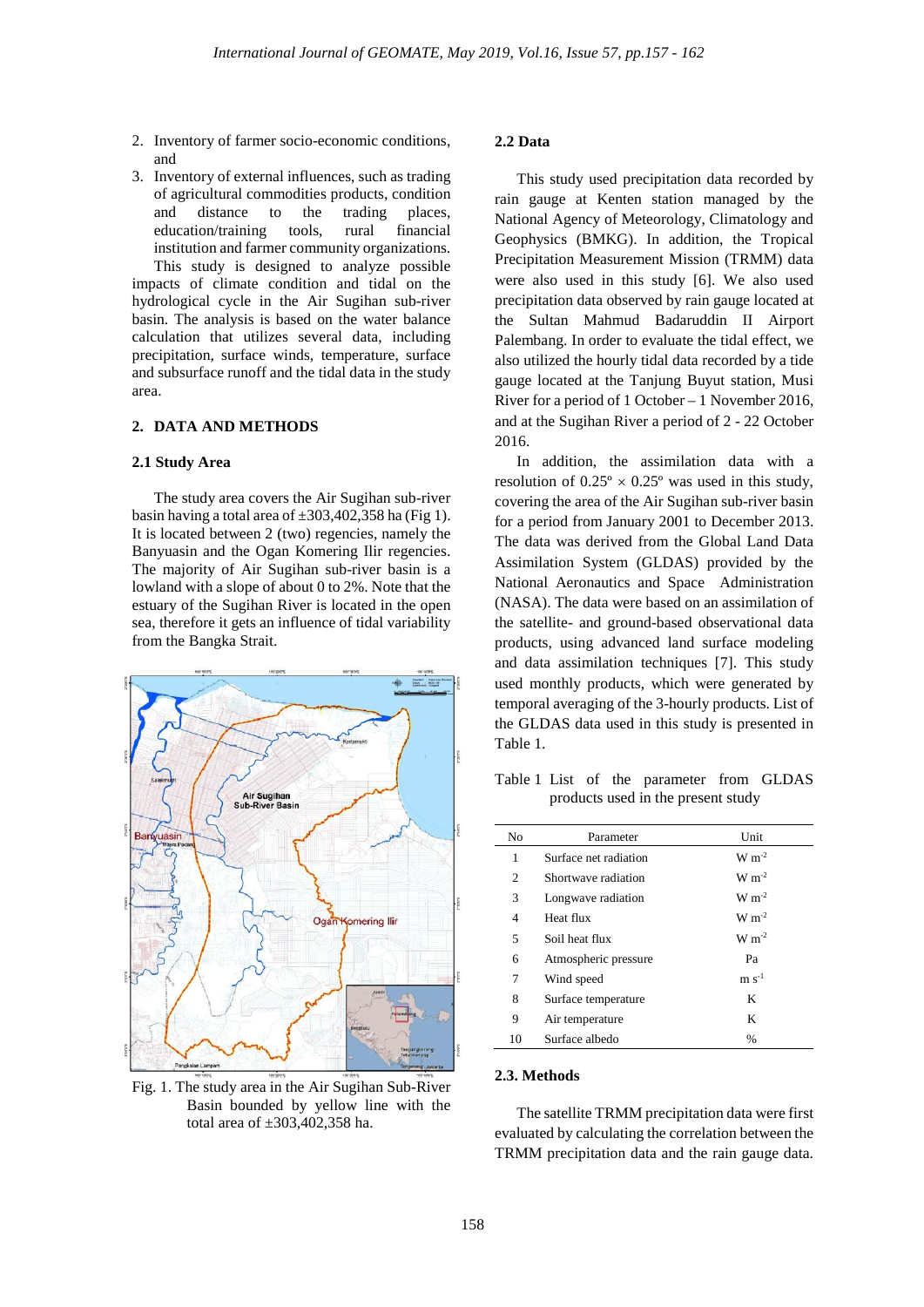2. Inventory of farmer socio-economic conditions, and
3. Inventory of external influences, such as trading of agricultural commodities products, condition and distance to the trading places, education/training tools, rural financial institution and farmer community organizations.

This study is designed to analyze possible impacts of climate condition and tidal on the hydrological cycle in the Air Sugihan sub-river basin. The analysis is based on the water balance calculation that utilizes several data, including precipitation, surface winds, temperature, surface and subsurface runoff and the tidal data in the study area.

## 2. DATA AND METHODS

### 2.1 Study Area

The study area covers the Air Sugihan sub-river basin having a total area of ±303,402,358 ha (Fig 1). It is located between 2 (two) regencies, namely the Banyuasin and the Ogan Komering Ilir regencies. The majority of Air Sugihan sub-river basin is a lowland with a slope of about 0 to 2%. Note that the estuary of the Sugihan River is located in the open sea, therefore it gets an influence of tidal variability from the Bangka Strait.

Fig. 1. The study area in the Air Sugihan Sub-River Basin bounded by yellow line with the total area of ±303,402,358 ha.

### 2.2 Data

This study used precipitation data recorded by rain gauge at Kenten station managed by the National Agency of Meteorology, Climatology and Geophysics (BMKG). In addition, the Tropical Precipitation Measurement Mission (TRMM) data were also used in this study [6]. We also used precipitation data observed by rain gauge located at the Sultan Mahmud Badaruddin II Airport Palembang. In order to evaluate the tidal effect, we also utilized the hourly tidal data recorded by a tide gauge located at the Tanjung Buyut station, Musi River for a period of 1 October – 1 November 2016, and at the Sugihan River a period of 2 - 22 October 2016.

In addition, the assimilation data with a resolution of 0.25º × 0.25º was used in this study, covering the area of the Air Sugihan sub-river basin for a period from January 2001 to December 2013. The data was derived from the Global Land Data Assimilation System (GLDAS) provided by the National Aeronautics and Space Administration (NASA). The data were based on an assimilation of the satellite- and ground-based observational data products, using advanced land surface modeling and data assimilation techniques [7]. This study used monthly products, which were generated by temporal averaging of the 3-hourly products. List of the GLDAS data used in this study is presented in Table 1.

Table 1 List of the parameter from GLDAS products used in the present study

| No | Parameter | Unit |
|---|---|---|
| 1 | Surface net radiation | W $m^{-2}$ |
| 2 | Shortwave radiation | W $m^{-2}$ |
| 3 | Longwave radiation | W $m^{-2}$ |
| 4 | Heat flux | W $m^{-2}$ |
| 5 | Soil heat flux | W $m^{-2}$ |
| 6 | Atmospheric pressure | Pa |
| 7 | Wind speed | m $s^{-1}$ |
| 8 | Surface temperature | K |
| 9 | Air temperature | K |
| 10 | Surface albedo | % |

### 2.3. Methods

The satellite TRMM precipitation data were first evaluated by calculating the correlation between the TRMM precipitation data and the rain gauge data.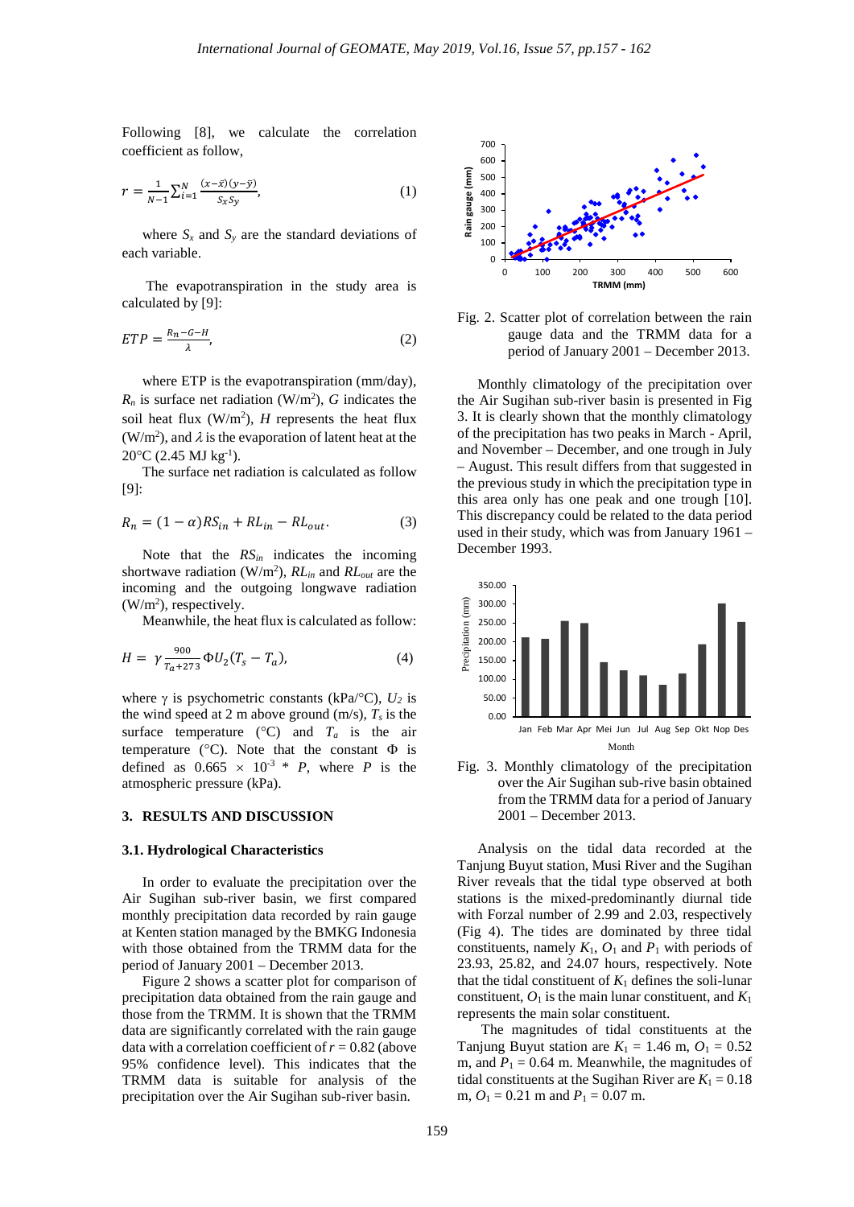Following [8], we calculate the correlation coefficient as follow,

$$r = \frac{1}{N-1}\sum_{i=1}^{N} \frac{(x-\bar{x})(y-\bar{y})}{S_x S_y}, \quad (1)$$

where $S_x$ and $S_y$ are the standard deviations of each variable.

The evapotranspiration in the study area is calculated by [9]:

$$ETP = \frac{R_n - G - H}{\lambda}, \quad (2)$$

where ETP is the evapotranspiration (mm/day), $R_n$ is surface net radiation (W/m$^2$), $G$ indicates the soil heat flux (W/m$^2$), $H$ represents the heat flux (W/m$^2$), and $\lambda$ is the evaporation of latent heat at the 20°C (2.45 MJ kg$^{-1}$).

The surface net radiation is calculated as follow [9]:

$$R_n = (1-\alpha)RS_{in} + RL_{in} - RL_{out}. \quad (3)$$

Note that the $RS_{in}$ indicates the incoming shortwave radiation (W/m$^2$), $RL_{in}$ and $RL_{out}$ are the incoming and the outgoing longwave radiation (W/m$^2$), respectively.

Meanwhile, the heat flux is calculated as follow:

$$H = \gamma \frac{900}{T_a + 273} \Phi U_2 (T_s - T_a), \quad (4)$$

where γ is psychometric constants (kPa/°C), $U_2$ is the wind speed at 2 m above ground (m/s), $T_s$ is the surface temperature (°C) and $T_a$ is the air temperature (°C). Note that the constant Φ is defined as $0.665 \times 10^{-3} * P$, where $P$ is the atmospheric pressure (kPa).

## 3. RESULTS AND DISCUSSION

### 3.1. Hydrological Characteristics

In order to evaluate the precipitation over the Air Sugihan sub-river basin, we first compared monthly precipitation data recorded by rain gauge at Kenten station managed by the BMKG Indonesia with those obtained from the TRMM data for the period of January 2001 – December 2013.

Figure 2 shows a scatter plot for comparison of precipitation data obtained from the rain gauge and those from the TRMM. It is shown that the TRMM data are significantly correlated with the rain gauge data with a correlation coefficient of $r = 0.82$ (above 95% confidence level). This indicates that the TRMM data is suitable for analysis of the precipitation over the Air Sugihan sub-river basin.

Fig. 2. Scatter plot of correlation between the rain gauge data and the TRMM data for a period of January 2001 – December 2013.

Monthly climatology of the precipitation over the Air Sugihan sub-river basin is presented in Fig 3. It is clearly shown that the monthly climatology of the precipitation has two peaks in March - April, and November – December, and one trough in July – August. This result differs from that suggested in the previous study in which the precipitation type in this area only has one peak and one trough [10]. This discrepancy could be related to the data period used in their study, which was from January 1961 – December 1993.

Fig. 3. Monthly climatology of the precipitation over the Air Sugihan sub-rive basin obtained from the TRMM data for a period of January 2001 – December 2013.

Analysis on the tidal data recorded at the Tanjung Buyut station, Musi River and the Sugihan River reveals that the tidal type observed at both stations is the mixed-predominantly diurnal tide with Forzal number of 2.99 and 2.03, respectively (Fig 4). The tides are dominated by three tidal constituents, namely $K_1$, $O_1$ and $P_1$ with periods of 23.93, 25.82, and 24.07 hours, respectively. Note that the tidal constituent of $K_1$ defines the soli-lunar constituent, $O_1$ is the main lunar constituent, and $K_1$ represents the main solar constituent.

The magnitudes of tidal constituents at the Tanjung Buyut station are $K_1$ = 1.46 m, $O_1$ = 0.52 m, and $P_1$ = 0.64 m. Meanwhile, the magnitudes of tidal constituents at the Sugihan River are $K_1$ = 0.18 m, $O_1$ = 0.21 m and $P_1$ = 0.07 m.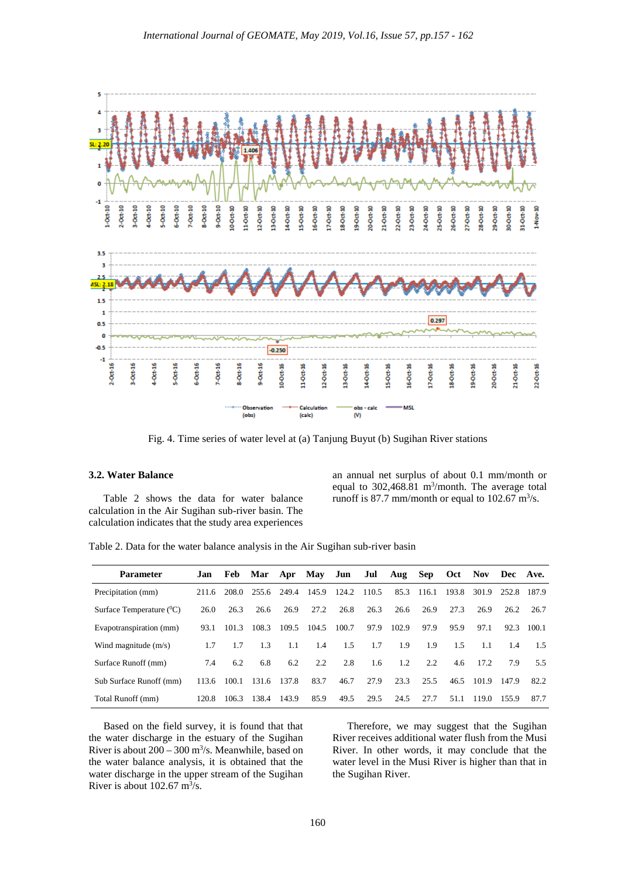Fig. 4. Time series of water level at (a) Tanjung Buyut (b) Sugihan River stations

### 3.2. Water Balance

Table 2 shows the data for water balance calculation in the Air Sugihan sub-river basin. The calculation indicates that the study area experiences an annual net surplus of about 0.1 mm/month or equal to 302,468.81 $m^3$/month. The average total runoff is 87.7 mm/month or equal to 102.67 $m^3$/s.

Table 2. Data for the water balance analysis in the Air Sugihan sub-river basin

| Parameter | Jan | Feb | Mar | Apr | May | Jun | Jul | Aug | Sep | Oct | Nov | Dec | Ave. |
|---|---|---|---|---|---|---|---|---|---|---|---|---|---|
| Precipitation (mm) | 211.6 | 208.0 | 255.6 | 249.4 | 145.9 | 124.2 | 110.5 | 85.3 | 116.1 | 193.8 | 301.9 | 252.8 | 187.9 |
| Surface Temperature ($^0$C) | 26.0 | 26.3 | 26.6 | 26.9 | 27.2 | 26.8 | 26.3 | 26.6 | 26.9 | 27.3 | 26.9 | 26.2 | 26.7 |
| Evapotranspiration (mm) | 93.1 | 101.3 | 108.3 | 109.5 | 104.5 | 100.7 | 97.9 | 102.9 | 97.9 | 95.9 | 97.1 | 92.3 | 100.1 |
| Wind magnitude (m/s) | 1.7 | 1.7 | 1.3 | 1.1 | 1.4 | 1.5 | 1.7 | 1.9 | 1.9 | 1.5 | 1.1 | 1.4 | 1.5 |
| Surface Runoff (mm) | 7.4 | 6.2 | 6.8 | 6.2 | 2.2 | 2.8 | 1.6 | 1.2 | 2.2 | 4.6 | 17.2 | 7.9 | 5.5 |
| Sub Surface Runoff (mm) | 113.6 | 100.1 | 131.6 | 137.8 | 83.7 | 46.7 | 27.9 | 23.3 | 25.5 | 46.5 | 101.9 | 147.9 | 82.2 |
| Total Runoff (mm) | 120.8 | 106.3 | 138.4 | 143.9 | 85.9 | 49.5 | 29.5 | 24.5 | 27.7 | 51.1 | 119.0 | 155.9 | 87.7 |

Based on the field survey, it is found that that the water discharge in the estuary of the Sugihan River is about 200 – 300 $m^3$/s. Meanwhile, based on the water balance analysis, it is obtained that the water discharge in the upper stream of the Sugihan River is about 102.67 $m^3$/s.

Therefore, we may suggest that the Sugihan River receives additional water flush from the Musi River. In other words, it may conclude that the water level in the Musi River is higher than that in the Sugihan River.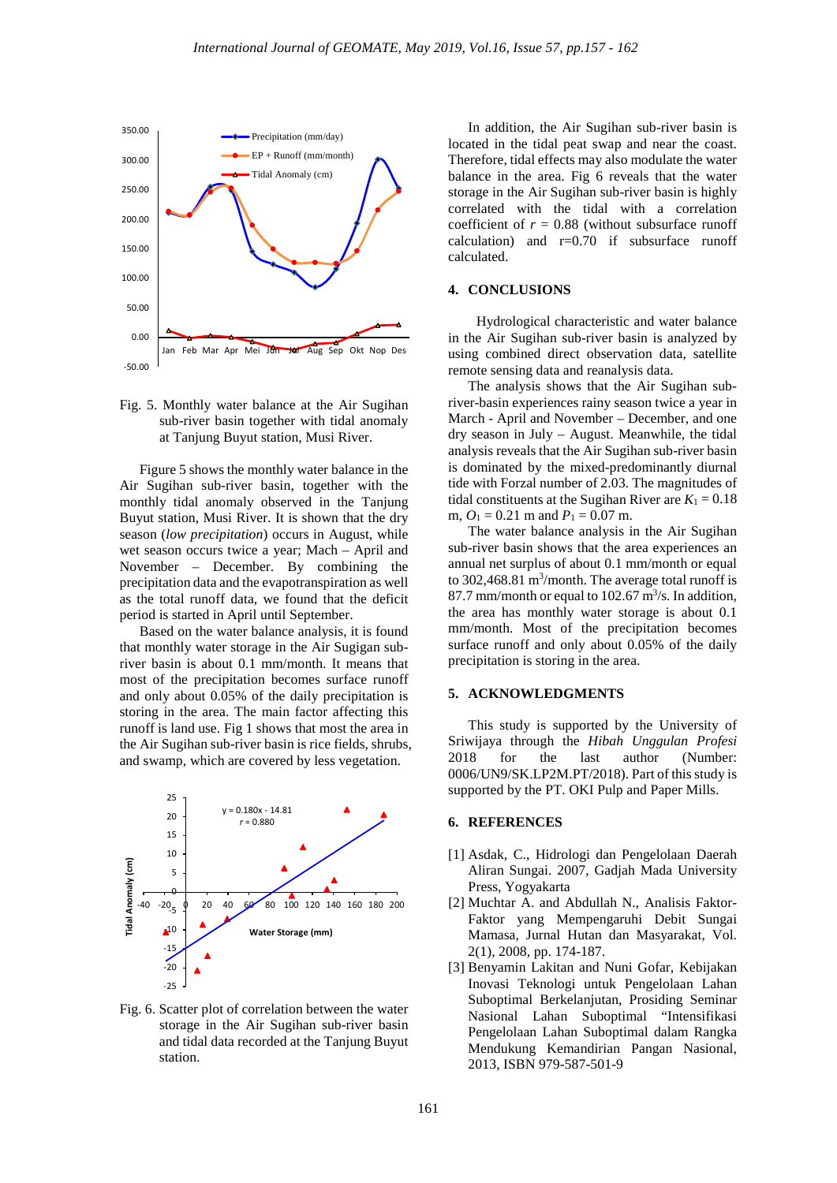Fig. 5. Monthly water balance at the Air Sugihan sub-river basin together with tidal anomaly at Tanjung Buyut station, Musi River.

Figure 5 shows the monthly water balance in the Air Sugihan sub-river basin, together with the monthly tidal anomaly observed in the Tanjung Buyut station, Musi River. It is shown that the dry season (*low precipitation*) occurs in August, while wet season occurs twice a year; Mach – April and November – December. By combining the precipitation data and the evapotranspiration as well as the total runoff data, we found that the deficit period is started in April until September.

Based on the water balance analysis, it is found that monthly water storage in the Air Sugigan sub-river basin is about 0.1 mm/month. It means that most of the precipitation becomes surface runoff and only about 0.05% of the daily precipitation is storing in the area. The main factor affecting this runoff is land use. Fig 1 shows that most the area in the Air Sugihan sub-river basin is rice fields, shrubs, and swamp, which are covered by less vegetation.

Fig. 6. Scatter plot of correlation between the water storage in the Air Sugihan sub-river basin and tidal data recorded at the Tanjung Buyut station.

In addition, the Air Sugihan sub-river basin is located in the tidal peat swap and near the coast. Therefore, tidal effects may also modulate the water balance in the area. Fig 6 reveals that the water storage in the Air Sugihan sub-river basin is highly correlated with the tidal with a correlation coefficient of $r$ = 0.88 (without subsurface runoff calculation) and r=0.70 if subsurface runoff calculated.

## 4. CONCLUSIONS

Hydrological characteristic and water balance in the Air Sugihan sub-river basin is analyzed by using combined direct observation data, satellite remote sensing data and reanalysis data.

The analysis shows that the Air Sugihan sub-river-basin experiences rainy season twice a year in March - April and November – December, and one dry season in July – August. Meanwhile, the tidal analysis reveals that the Air Sugihan sub-river basin is dominated by the mixed-predominantly diurnal tide with Forzal number of 2.03. The magnitudes of tidal constituents at the Sugihan River are $K_1$ = 0.18 m, $O_1$ = 0.21 m and $P_1$ = 0.07 m.

The water balance analysis in the Air Sugihan sub-river basin shows that the area experiences an annual net surplus of about 0.1 mm/month or equal to 302,468.81 $m^3$/month. The average total runoff is 87.7 mm/month or equal to 102.67 $m^3$/s. In addition, the area has monthly water storage is about 0.1 mm/month. Most of the precipitation becomes surface runoff and only about 0.05% of the daily precipitation is storing in the area.

## 5. ACKNOWLEDGMENTS

This study is supported by the University of Sriwijaya through the *Hibah Unggulan Profesi* 2018 for the last author (Number: 0006/UN9/SK.LP2M.PT/2018). Part of this study is supported by the PT. OKI Pulp and Paper Mills.

## 6. REFERENCES

[1] Asdak, C., Hidrologi dan Pengelolaan Daerah Aliran Sungai. 2007, Gadjah Mada University Press, Yogyakarta

[2] Muchtar A. and Abdullah N., Analisis Faktor-Faktor yang Mempengaruhi Debit Sungai Mamasa, Jurnal Hutan dan Masyarakat, Vol. 2(1), 2008, pp. 174-187.

[3] Benyamin Lakitan and Nuni Gofar, Kebijakan Inovasi Teknologi untuk Pengelolaan Lahan Suboptimal Berkelanjutan, Prosiding Seminar Nasional Lahan Suboptimal "Intensifikasi Pengelolaan Lahan Suboptimal dalam Rangka Mendukung Kemandirian Pangan Nasional, 2013, ISBN 979-587-501-9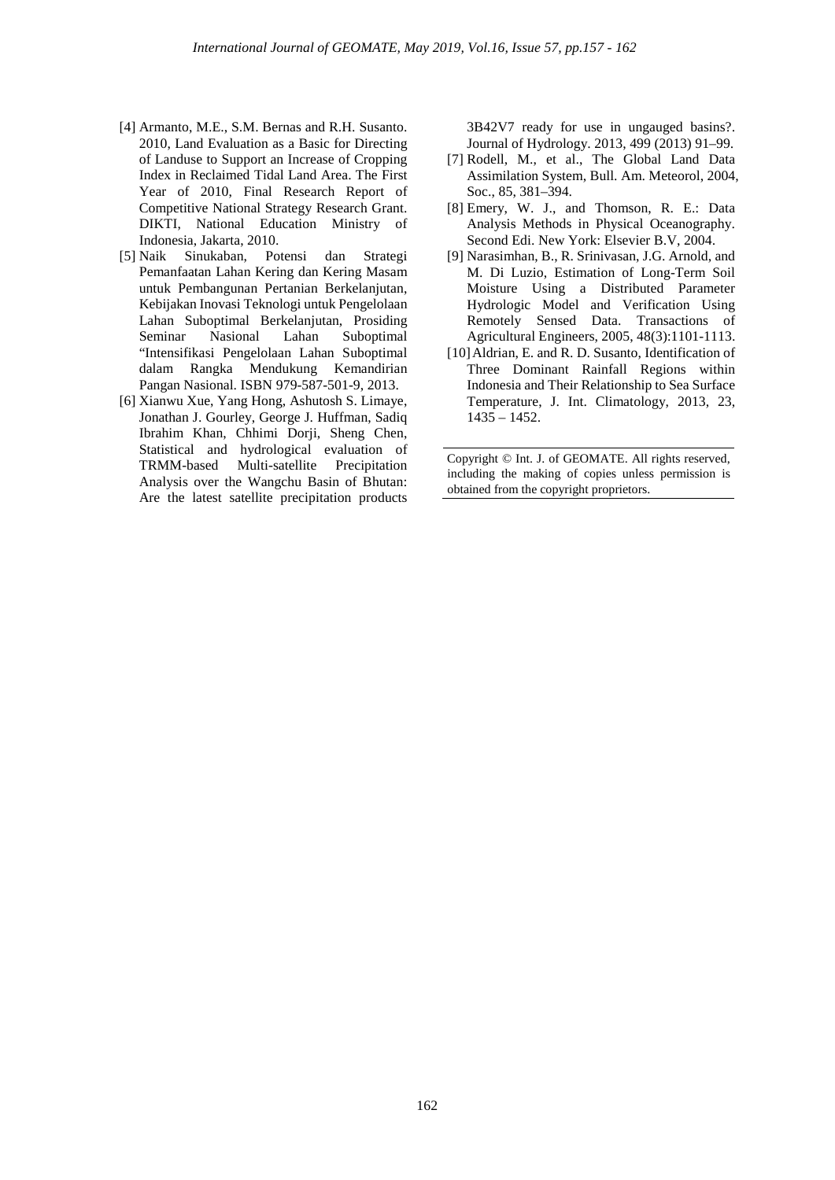[4] Armanto, M.E., S.M. Bernas and R.H. Susanto. 2010, Land Evaluation as a Basic for Directing of Landuse to Support an Increase of Cropping Index in Reclaimed Tidal Land Area. The First Year of 2010, Final Research Report of Competitive National Strategy Research Grant. DIKTI, National Education Ministry of Indonesia, Jakarta, 2010.

[5] Naik Sinukaban, Potensi dan Strategi Pemanfaatan Lahan Kering dan Kering Masam untuk Pembangunan Pertanian Berkelanjutan, Kebijakan Inovasi Teknologi untuk Pengelolaan Lahan Suboptimal Berkelanjutan, Prosiding Seminar Nasional Lahan Suboptimal "Intensifikasi Pengelolaan Lahan Suboptimal dalam Rangka Mendukung Kemandirian Pangan Nasional. ISBN 979-587-501-9, 2013.

[6] Xianwu Xue, Yang Hong, Ashutosh S. Limaye, Jonathan J. Gourley, George J. Huffman, Sadiq Ibrahim Khan, Chhimi Dorji, Sheng Chen, Statistical and hydrological evaluation of TRMM-based Multi-satellite Precipitation Analysis over the Wangchu Basin of Bhutan: Are the latest satellite precipitation products 3B42V7 ready for use in ungauged basins?. Journal of Hydrology. 2013, 499 (2013) 91–99.

[7] Rodell, M., et al., The Global Land Data Assimilation System, Bull. Am. Meteorol, 2004, Soc., 85, 381–394.

[8] Emery, W. J., and Thomson, R. E.: Data Analysis Methods in Physical Oceanography. Second Edi. New York: Elsevier B.V, 2004.

[9] Narasimhan, B., R. Srinivasan, J.G. Arnold, and M. Di Luzio, Estimation of Long-Term Soil Moisture Using a Distributed Parameter Hydrologic Model and Verification Using Remotely Sensed Data. Transactions of Agricultural Engineers, 2005, 48(3):1101-1113.

[10] Aldrian, E. and R. D. Susanto, Identification of Three Dominant Rainfall Regions within Indonesia and Their Relationship to Sea Surface Temperature, J. Int. Climatology, 2013, 23, 1435 – 1452.

---

Copyright © Int. J. of GEOMATE. All rights reserved, including the making of copies unless permission is obtained from the copyright proprietors.